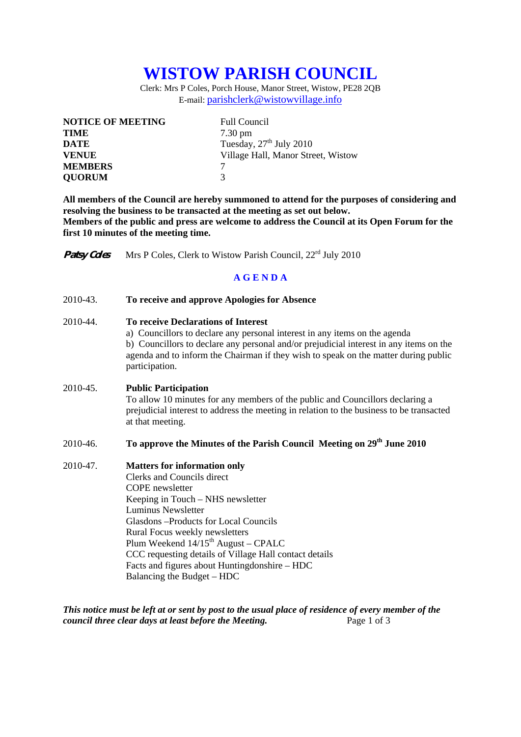# WISTOW PARISH COUNCIL

Clerk: Mrs P Coles, Porch House, Manor Street, Wistow, PE28 2QB
E-mail: parishclerk@wistowvillage.info

| | |
|---|---|
| **NOTICE OF MEETING** | Full Council |
| **TIME** | 7.30 pm |
| **DATE** | Tuesday, 27th July 2010 |
| **VENUE** | Village Hall, Manor Street, Wistow |
| **MEMBERS** | 7 |
| **QUORUM** | 3 |

**All members of the Council are hereby summoned to attend for the purposes of considering and resolving the business to be transacted at the meeting as set out below.**
**Members of the public and press are welcome to address the Council at its Open Forum for the first 10 minutes of the meeting time.**

*Patsy Coles* Mrs P Coles, Clerk to Wistow Parish Council, 22rd July 2010

## AGENDA

2010-43. **To receive and approve Apologies for Absence**

2010-44. **To receive Declarations of Interest**
a) Councillors to declare any personal interest in any items on the agenda
b) Councillors to declare any personal and/or prejudicial interest in any items on the agenda and to inform the Chairman if they wish to speak on the matter during public participation.

2010-45. **Public Participation**
To allow 10 minutes for any members of the public and Councillors declaring a prejudicial interest to address the meeting in relation to the business to be transacted at that meeting.

2010-46. **To approve the Minutes of the Parish Council Meeting on 29th June 2010**

2010-47. **Matters for information only**
Clerks and Councils direct
COPE newsletter
Keeping in Touch – NHS newsletter
Luminus Newsletter
Glasdons –Products for Local Councils
Rural Focus weekly newsletters
Plum Weekend 14/15th August – CPALC
CCC requesting details of Village Hall contact details
Facts and figures about Huntingdonshire – HDC
Balancing the Budget – HDC

***This notice must be left at or sent by post to the usual place of residence of every member of the council three clear days at least before the Meeting.***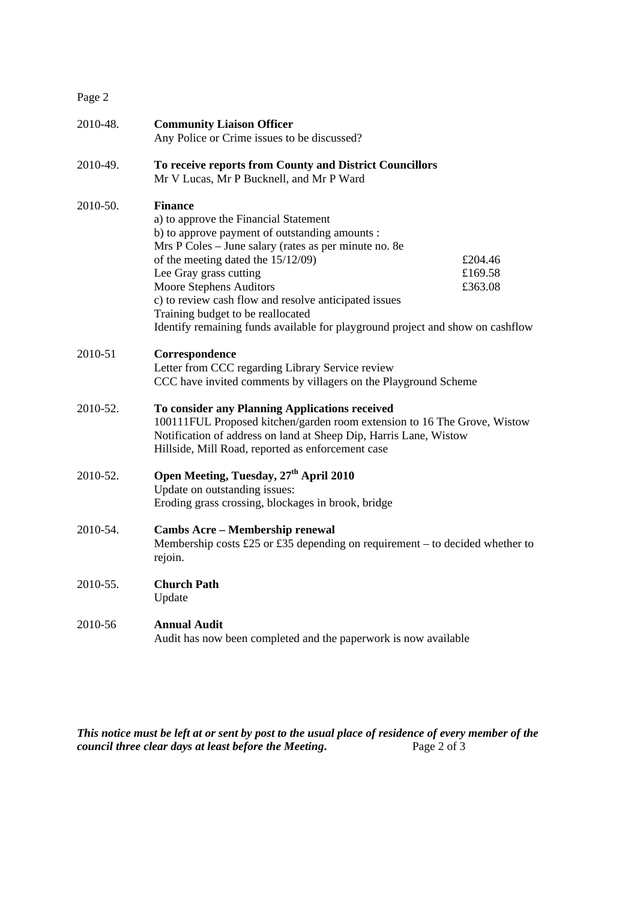2010-48. **Community Liaison Officer**
Any Police or Crime issues to be discussed?

2010-49. **To receive reports from County and District Councillors**
Mr V Lucas, Mr P Bucknell, and Mr P Ward

2010-50. **Finance**
a) to approve the Financial Statement
b) to approve payment of outstanding amounts :

| | |
|---|---|
| Mrs P Coles – June salary (rates as per minute no. 8e of the meeting dated the 15/12/09) | £204.46 |
| Lee Gray grass cutting | £169.58 |
| Moore Stephens Auditors | £363.08 |

c) to review cash flow and resolve anticipated issues
Training budget to be reallocated
Identify remaining funds available for playground project and show on cashflow

2010-51 **Correspondence**
Letter from CCC regarding Library Service review
CCC have invited comments by villagers on the Playground Scheme

2010-52. **To consider any Planning Applications received**
100111FUL Proposed kitchen/garden room extension to 16 The Grove, Wistow
Notification of address on land at Sheep Dip, Harris Lane, Wistow
Hillside, Mill Road, reported as enforcement case

2010-52. **Open Meeting, Tuesday, 27th April 2010**
Update on outstanding issues:
Eroding grass crossing, blockages in brook, bridge

2010-54. **Cambs Acre – Membership renewal**
Membership costs £25 or £35 depending on requirement – to decided whether to rejoin.

2010-55. **Church Path**
Update

2010-56 **Annual Audit**
Audit has now been completed and the paperwork is now available

***This notice must be left at or sent by post to the usual place of residence of every member of the council three clear days at least before the Meeting.***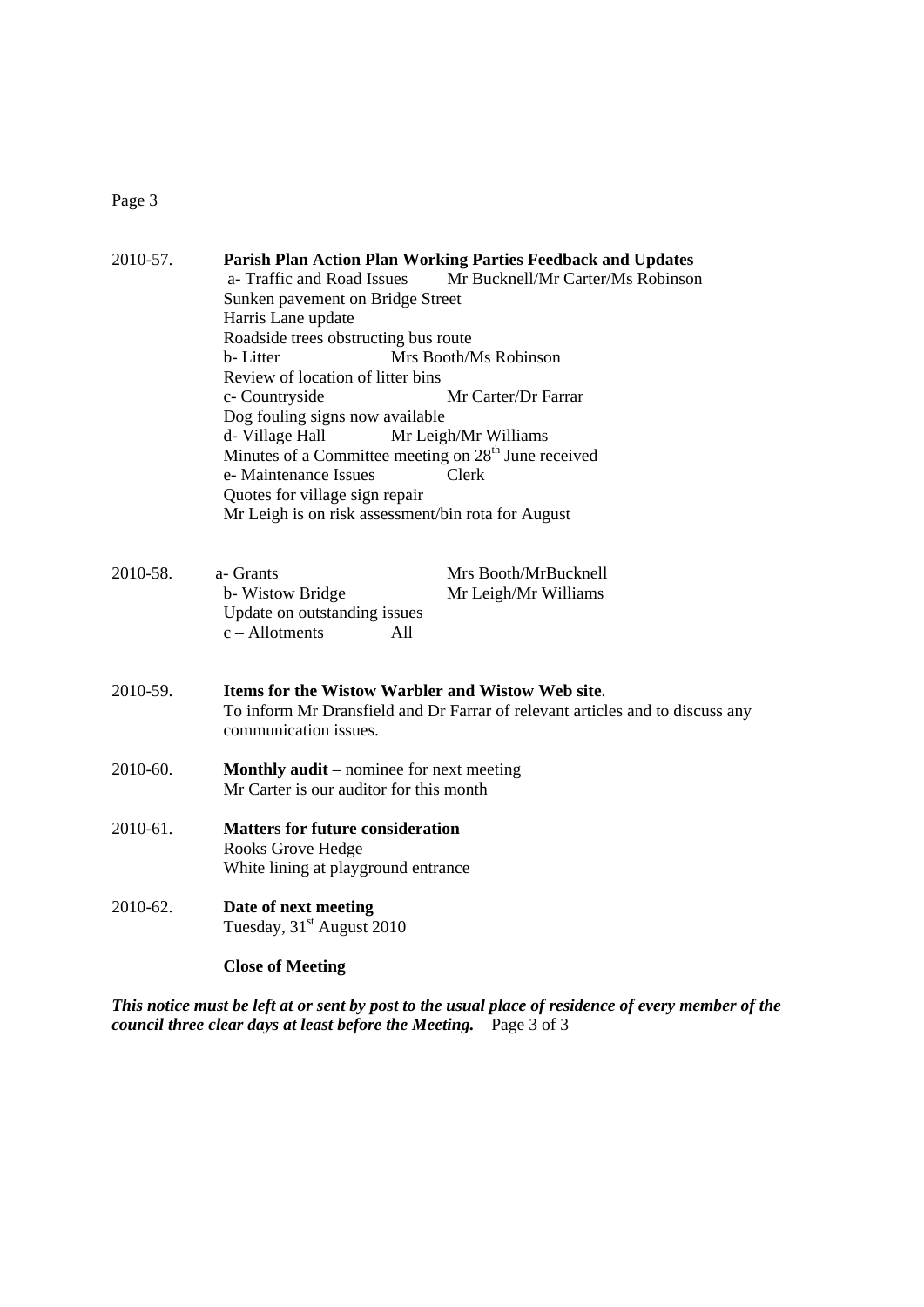2010-57. **Parish Plan Action Plan Working Parties Feedback and Updates**

a- Traffic and Road Issues — Mr Bucknell/Mr Carter/Ms Robinson
Sunken pavement on Bridge Street
Harris Lane update
Roadside trees obstructing bus route

b- Litter — Mrs Booth/Ms Robinson
Review of location of litter bins

c- Countryside — Mr Carter/Dr Farrar
Dog fouling signs now available

d- Village Hall — Mr Leigh/Mr Williams
Minutes of a Committee meeting on 28th June received

e- Maintenance Issues — Clerk
Quotes for village sign repair
Mr Leigh is on risk assessment/bin rota for August

2010-58.

a- Grants — Mrs Booth/MrBucknell

b- Wistow Bridge — Mr Leigh/Mr Williams
Update on outstanding issues

c – Allotments — All

2010-59. **Items for the Wistow Warbler and Wistow Web site**.
To inform Mr Dransfield and Dr Farrar of relevant articles and to discuss any communication issues.

2010-60. **Monthly audit** – nominee for next meeting
Mr Carter is our auditor for this month

2010-61. **Matters for future consideration**
Rooks Grove Hedge
White lining at playground entrance

2010-62. **Date of next meeting**
Tuesday, 31st August 2010

**Close of Meeting**

***This notice must be left at or sent by post to the usual place of residence of every member of the council three clear days at least before the Meeting.***